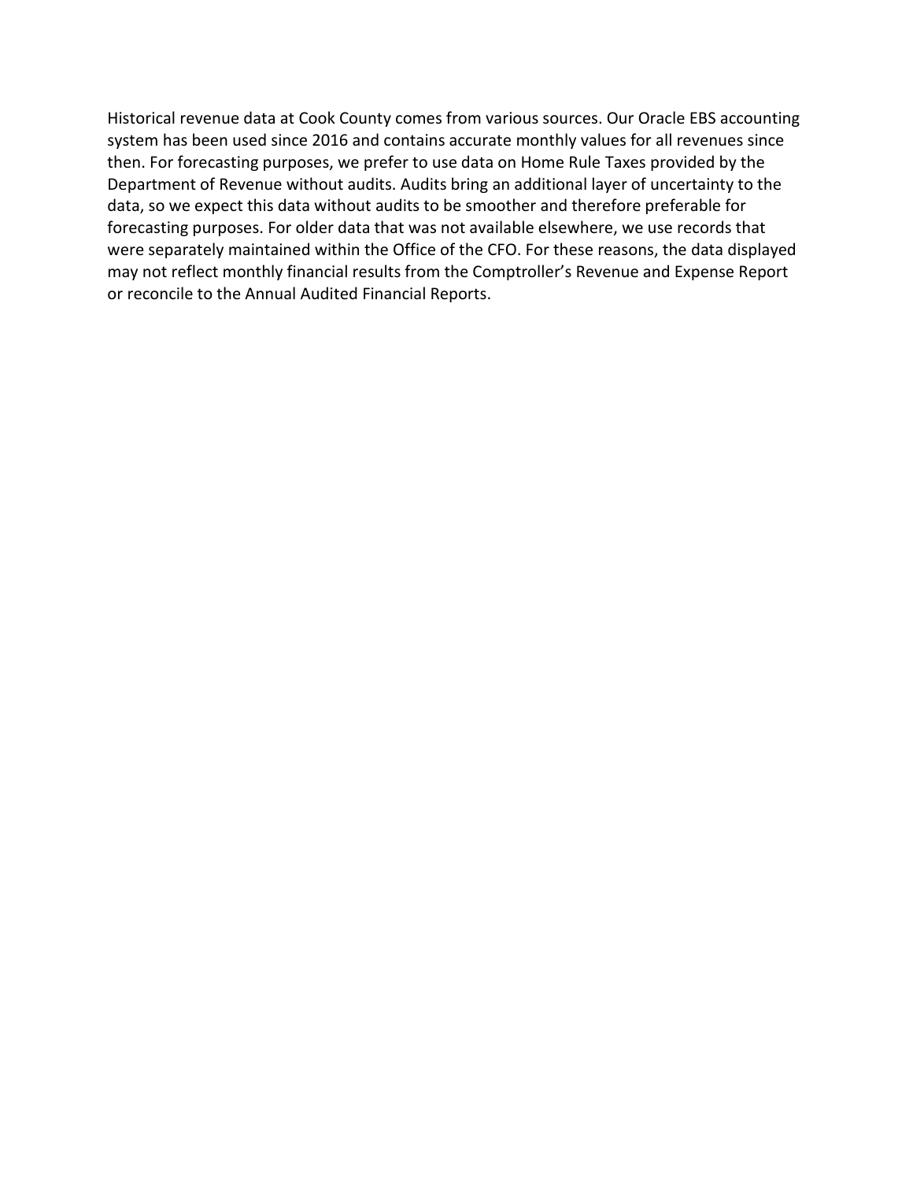Historical revenue data at Cook County comes from various sources. Our Oracle EBS accounting system has been used since 2016 and contains accurate monthly values for all revenues since then. For forecasting purposes, we prefer to use data on Home Rule Taxes provided by the Department of Revenue without audits. Audits bring an additional layer of uncertainty to the data, so we expect this data without audits to be smoother and therefore preferable for forecasting purposes. For older data that was not available elsewhere, we use records that were separately maintained within the Office of the CFO. For these reasons, the data displayed may not reflect monthly financial results from the Comptroller's Revenue and Expense Report or reconcile to the Annual Audited Financial Reports.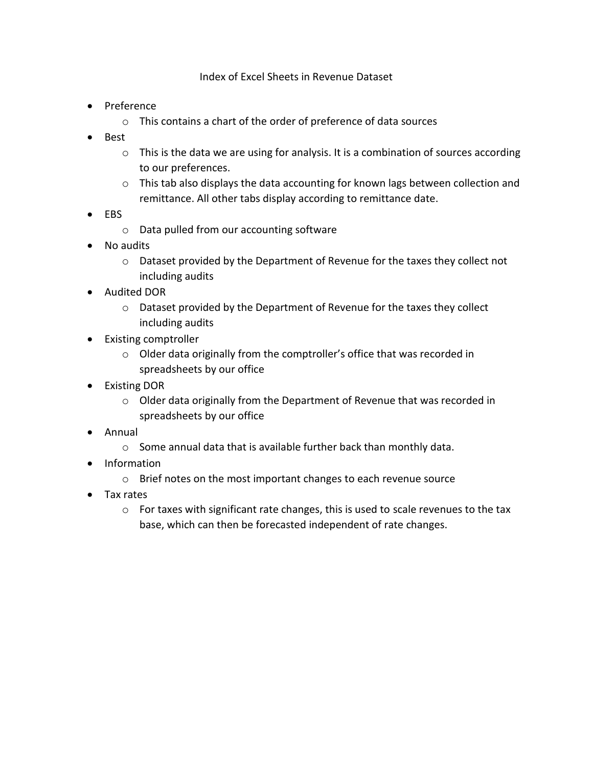# Index of Excel Sheets in Revenue Dataset

- Preference
  - This contains a chart of the order of preference of data sources
- Best
  - This is the data we are using for analysis. It is a combination of sources according to our preferences.
  - This tab also displays the data accounting for known lags between collection and remittance. All other tabs display according to remittance date.
- EBS
  - Data pulled from our accounting software
- No audits
  - Dataset provided by the Department of Revenue for the taxes they collect not including audits
- Audited DOR
  - Dataset provided by the Department of Revenue for the taxes they collect including audits
- Existing comptroller
  - Older data originally from the comptroller's office that was recorded in spreadsheets by our office
- Existing DOR
  - Older data originally from the Department of Revenue that was recorded in spreadsheets by our office
- Annual
  - Some annual data that is available further back than monthly data.
- Information
  - Brief notes on the most important changes to each revenue source
- Tax rates
  - For taxes with significant rate changes, this is used to scale revenues to the tax base, which can then be forecasted independent of rate changes.